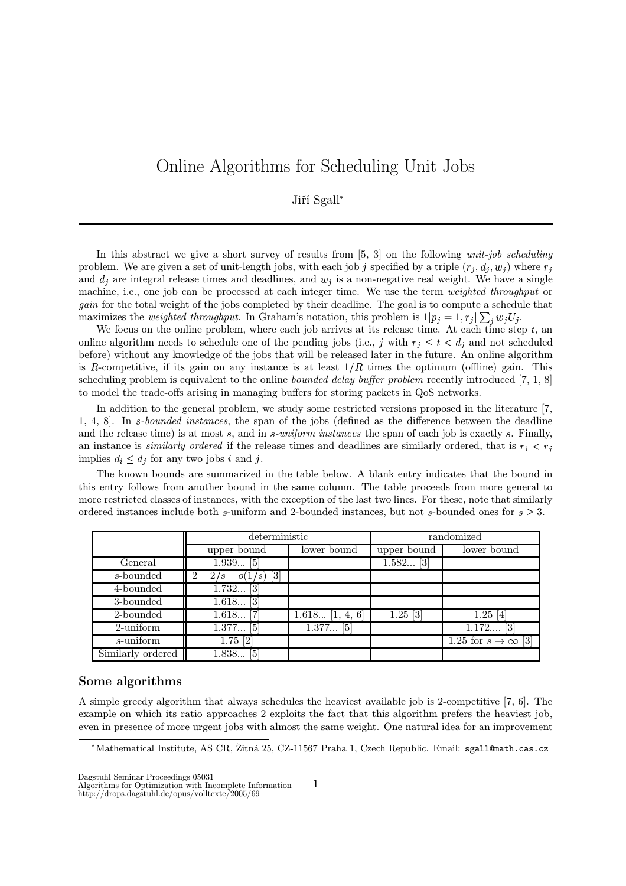# Online Algorithms for Scheduling Unit Jobs

Jiří Sgall*

In this abstract we give a short survey of results from [5, 3] on the following *unit-job scheduling* problem. We are given a set of unit-length jobs, with each job $j$ specified by a triple $(r_j, d_j, w_j)$ where $r_j$ and $d_j$ are integral release times and deadlines, and $w_j$ is a non-negative real weight. We have a single machine, i.e., one job can be processed at each integer time. We use the term *weighted throughput* or *gain* for the total weight of the jobs completed by their deadline. The goal is to compute a schedule that maximizes the *weighted throughput*. In Graham's notation, this problem is $1|p_j = 1, r_j| \sum_j w_j U_j$.

We focus on the online problem, where each job arrives at its release time. At each time step $t$, an online algorithm needs to schedule one of the pending jobs (i.e., $j$ with $r_j \leq t < d_j$ and not scheduled before) without any knowledge of the jobs that will be released later in the future. An online algorithm is $R$-competitive, if its gain on any instance is at least $1/R$ times the optimum (offline) gain. This scheduling problem is equivalent to the online *bounded delay buffer problem* recently introduced [7, 1, 8] to model the trade-offs arising in managing buffers for storing packets in QoS networks.

In addition to the general problem, we study some restricted versions proposed in the literature [7, 1, 4, 8]. In *s-bounded instances*, the span of the jobs (defined as the difference between the deadline and the release time) is at most $s$, and in *s-uniform instances* the span of each job is exactly $s$. Finally, an instance is *similarly ordered* if the release times and deadlines are similarly ordered, that is $r_i < r_j$ implies $d_i \leq d_j$ for any two jobs $i$ and $j$.

The known bounds are summarized in the table below. A blank entry indicates that the bound in this entry follows from another bound in the same column. The table proceeds from more general to more restricted classes of instances, with the exception of the last two lines. For these, note that similarly ordered instances include both $s$-uniform and 2-bounded instances, but not $s$-bounded ones for $s \geq 3$.

| | deterministic | | randomized | |
|---|---|---|---|---|
| | upper bound | lower bound | upper bound | lower bound |
| General | 1.939... [5] | | 1.582... [3] | |
| $s$-bounded | $2 - 2/s + o(1/s)$ [3] | | | |
| 4-bounded | 1.732... [3] | | | |
| 3-bounded | 1.618... [3] | | | |
| 2-bounded | 1.618... [7] | 1.618... [1, 4, 6] | 1.25 [3] | 1.25 [4] |
| 2-uniform | 1.377... [5] | 1.377... [5] | | 1.172.... [3] |
| $s$-uniform | 1.75 [2] | | | 1.25 for $s \to \infty$ [3] |
| Similarly ordered | 1.838... [5] | | | |

## Some algorithms

A simple greedy algorithm that always schedules the heaviest available job is 2-competitive [7, 6]. The example on which its ratio approaches 2 exploits the fact that this algorithm prefers the heaviest job, even in presence of more urgent jobs with almost the same weight. One natural idea for an improvement

*Mathematical Institute, AS CR, Žitná 25, CZ-11567 Praha 1, Czech Republic. Email: sgall@math.cas.cz

Dagstuhl Seminar Proceedings 05031
Algorithms for Optimization with Incomplete Information
http://drops.dagstuhl.de/opus/volltexte/2005/69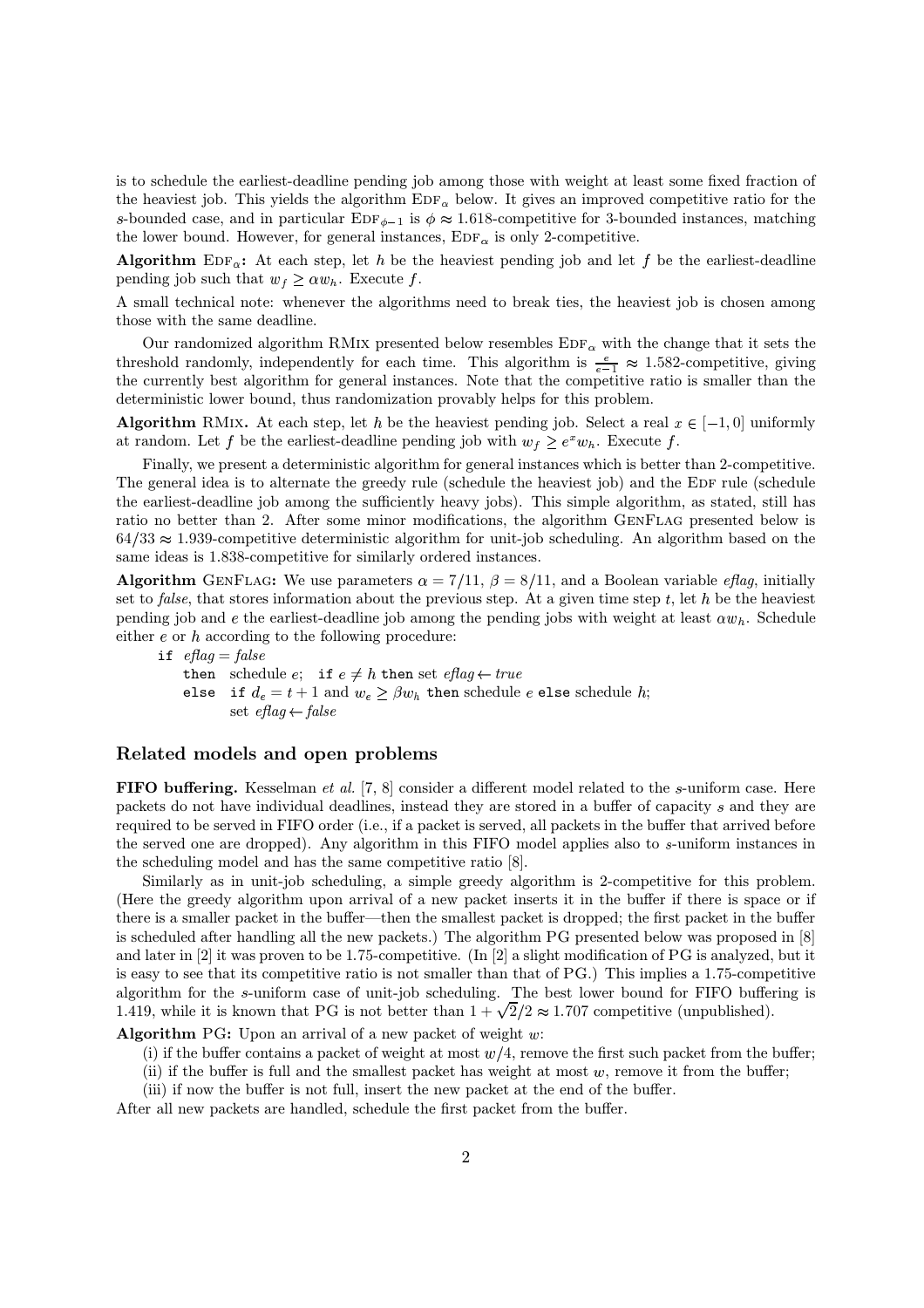is to schedule the earliest-deadline pending job among those with weight at least some fixed fraction of the heaviest job. This yields the algorithm $\text{EDF}_\alpha$ below. It gives an improved competitive ratio for the $s$-bounded case, and in particular $\text{EDF}_{\phi-1}$ is $\phi \approx 1.618$-competitive for 3-bounded instances, matching the lower bound. However, for general instances, $\text{EDF}_\alpha$ is only 2-competitive.

**Algorithm** $\text{EDF}_\alpha$**:** At each step, let $h$ be the heaviest pending job and let $f$ be the earliest-deadline pending job such that $w_f \geq \alpha w_h$. Execute $f$.

A small technical note: whenever the algorithms need to break ties, the heaviest job is chosen among those with the same deadline.

Our randomized algorithm RMIX presented below resembles $\text{EDF}_\alpha$ with the change that it sets the threshold randomly, independently for each time. This algorithm is $\frac{e}{e-1} \approx 1.582$-competitive, giving the currently best algorithm for general instances. Note that the competitive ratio is smaller than the deterministic lower bound, thus randomization provably helps for this problem.

**Algorithm** RMIX**.** At each step, let $h$ be the heaviest pending job. Select a real $x \in [-1, 0]$ uniformly at random. Let $f$ be the earliest-deadline pending job with $w_f \geq e^x w_h$. Execute $f$.

Finally, we present a deterministic algorithm for general instances which is better than 2-competitive. The general idea is to alternate the greedy rule (schedule the heaviest job) and the EDF rule (schedule the earliest-deadline job among the sufficiently heavy jobs). This simple algorithm, as stated, still has ratio no better than 2. After some minor modifications, the algorithm GENFLAG presented below is $64/33 \approx 1.939$-competitive deterministic algorithm for unit-job scheduling. An algorithm based on the same ideas is 1.838-competitive for similarly ordered instances.

**Algorithm** GENFLAG**:** We use parameters $\alpha = 7/11$, $\beta = 8/11$, and a Boolean variable *eflag*, initially set to *false*, that stores information about the previous step. At a given time step $t$, let $h$ be the heaviest pending job and $e$ the earliest-deadline job among the pending jobs with weight at least $\alpha w_h$. Schedule either $e$ or $h$ according to the following procedure:

```
if eflag = false
    then  schedule e;  if e ≠ h then set eflag ← true
    else  if d_e = t + 1 and w_e ≥ βw_h then schedule e else schedule h;
          set eflag ← false
```

## Related models and open problems

**FIFO buffering.** Kesselman *et al.* [7, 8] consider a different model related to the $s$-uniform case. Here packets do not have individual deadlines, instead they are stored in a buffer of capacity $s$ and they are required to be served in FIFO order (i.e., if a packet is served, all packets in the buffer that arrived before the served one are dropped). Any algorithm in this FIFO model applies also to $s$-uniform instances in the scheduling model and has the same competitive ratio [8].

Similarly as in unit-job scheduling, a simple greedy algorithm is 2-competitive for this problem. (Here the greedy algorithm upon arrival of a new packet inserts it in the buffer if there is space or if there is a smaller packet in the buffer—then the smallest packet is dropped; the first packet in the buffer is scheduled after handling all the new packets.) The algorithm PG presented below was proposed in [8] and later in [2] it was proven to be 1.75-competitive. (In [2] a slight modification of PG is analyzed, but it is easy to see that its competitive ratio is not smaller than that of PG.) This implies a 1.75-competitive algorithm for the $s$-uniform case of unit-job scheduling. The best lower bound for FIFO buffering is 1.419, while it is known that PG is not better than $1 + \sqrt{2}/2 \approx 1.707$ competitive (unpublished).

**Algorithm** PG**:** Upon an arrival of a new packet of weight $w$:

(i) if the buffer contains a packet of weight at most $w/4$, remove the first such packet from the buffer;

(ii) if the buffer is full and the smallest packet has weight at most $w$, remove it from the buffer;

(iii) if now the buffer is not full, insert the new packet at the end of the buffer.

After all new packets are handled, schedule the first packet from the buffer.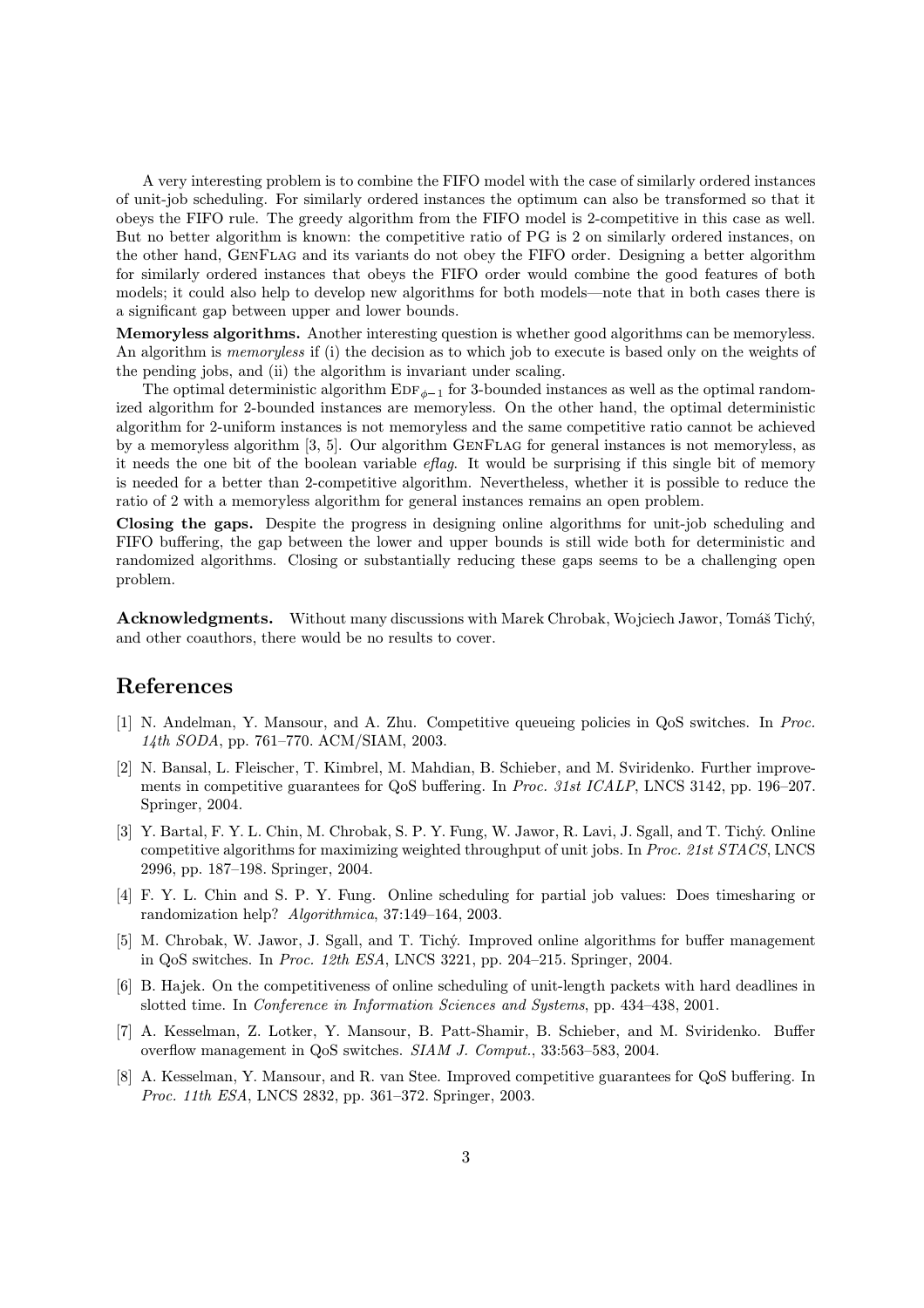A very interesting problem is to combine the FIFO model with the case of similarly ordered instances of unit-job scheduling. For similarly ordered instances the optimum can also be transformed so that it obeys the FIFO rule. The greedy algorithm from the FIFO model is 2-competitive in this case as well. But no better algorithm is known: the competitive ratio of PG is 2 on similarly ordered instances, on the other hand, GenFlag and its variants do not obey the FIFO order. Designing a better algorithm for similarly ordered instances that obeys the FIFO order would combine the good features of both models; it could also help to develop new algorithms for both models—note that in both cases there is a significant gap between upper and lower bounds.

**Memoryless algorithms.** Another interesting question is whether good algorithms can be memoryless. An algorithm is *memoryless* if (i) the decision as to which job to execute is based only on the weights of the pending jobs, and (ii) the algorithm is invariant under scaling.

The optimal deterministic algorithm $\text{EDF}_{\phi-1}$ for 3-bounded instances as well as the optimal randomized algorithm for 2-bounded instances are memoryless. On the other hand, the optimal deterministic algorithm for 2-uniform instances is not memoryless and the same competitive ratio cannot be achieved by a memoryless algorithm [3, 5]. Our algorithm GenFlag for general instances is not memoryless, as it needs the one bit of the boolean variable *eflag*. It would be surprising if this single bit of memory is needed for a better than 2-competitive algorithm. Nevertheless, whether it is possible to reduce the ratio of 2 with a memoryless algorithm for general instances remains an open problem.

**Closing the gaps.** Despite the progress in designing online algorithms for unit-job scheduling and FIFO buffering, the gap between the lower and upper bounds is still wide both for deterministic and randomized algorithms. Closing or substantially reducing these gaps seems to be a challenging open problem.

**Acknowledgments.** Without many discussions with Marek Chrobak, Wojciech Jawor, Tomáš Tichý, and other coauthors, there would be no results to cover.

## References

[1] N. Andelman, Y. Mansour, and A. Zhu. Competitive queueing policies in QoS switches. In *Proc. 14th SODA*, pp. 761–770. ACM/SIAM, 2003.

[2] N. Bansal, L. Fleischer, T. Kimbrel, M. Mahdian, B. Schieber, and M. Sviridenko. Further improvements in competitive guarantees for QoS buffering. In *Proc. 31st ICALP*, LNCS 3142, pp. 196–207. Springer, 2004.

[3] Y. Bartal, F. Y. L. Chin, M. Chrobak, S. P. Y. Fung, W. Jawor, R. Lavi, J. Sgall, and T. Tichý. Online competitive algorithms for maximizing weighted throughput of unit jobs. In *Proc. 21st STACS*, LNCS 2996, pp. 187–198. Springer, 2004.

[4] F. Y. L. Chin and S. P. Y. Fung. Online scheduling for partial job values: Does timesharing or randomization help? *Algorithmica*, 37:149–164, 2003.

[5] M. Chrobak, W. Jawor, J. Sgall, and T. Tichý. Improved online algorithms for buffer management in QoS switches. In *Proc. 12th ESA*, LNCS 3221, pp. 204–215. Springer, 2004.

[6] B. Hajek. On the competitiveness of online scheduling of unit-length packets with hard deadlines in slotted time. In *Conference in Information Sciences and Systems*, pp. 434–438, 2001.

[7] A. Kesselman, Z. Lotker, Y. Mansour, B. Patt-Shamir, B. Schieber, and M. Sviridenko. Buffer overflow management in QoS switches. *SIAM J. Comput.*, 33:563–583, 2004.

[8] A. Kesselman, Y. Mansour, and R. van Stee. Improved competitive guarantees for QoS buffering. In *Proc. 11th ESA*, LNCS 2832, pp. 361–372. Springer, 2003.